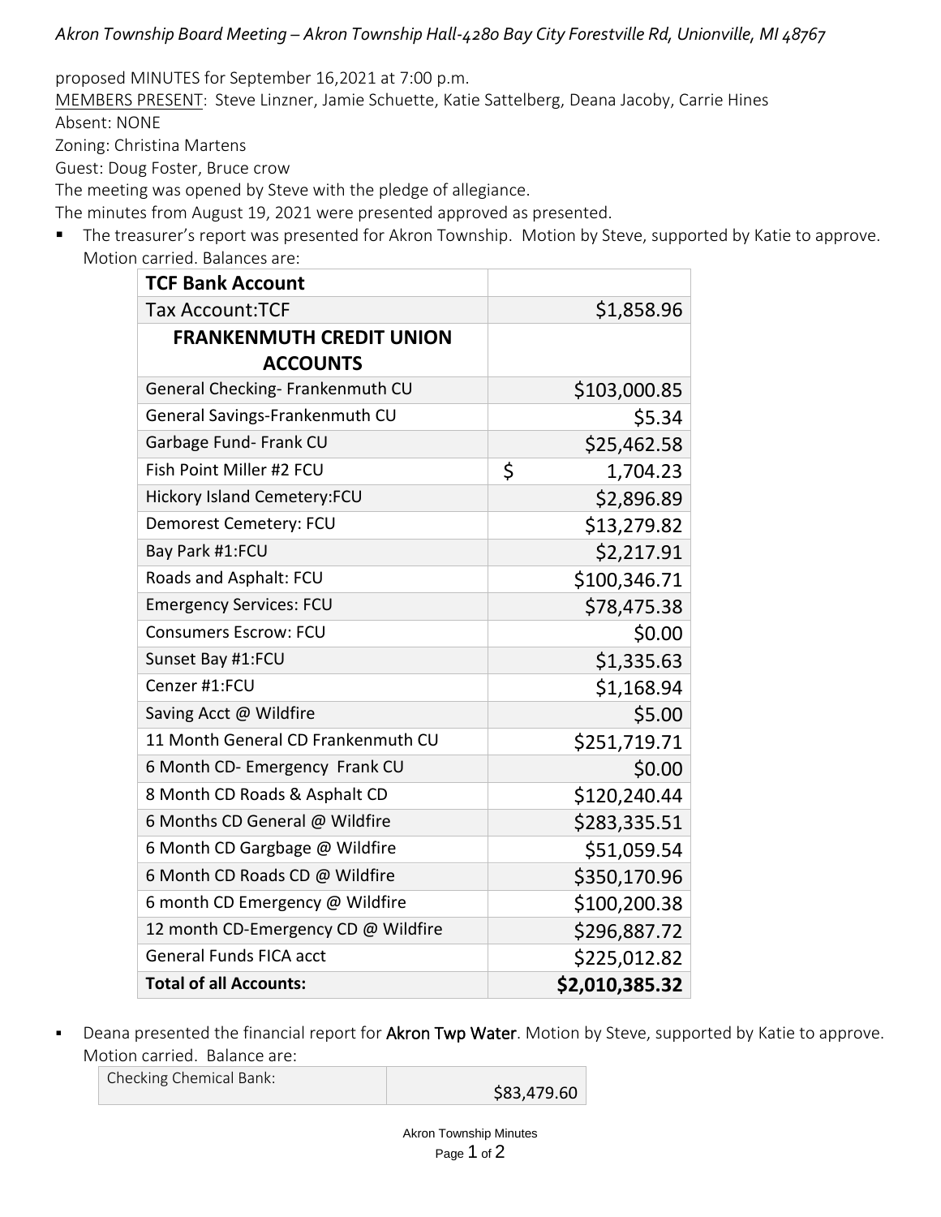*Akron Township Board Meeting – Akron Township Hall-4280 Bay City Forestville Rd, Unionville, MI 48767*

proposed MINUTES for September 16,2021 at 7:00 p.m.

MEMBERS PRESENT: Steve Linzner, Jamie Schuette, Katie Sattelberg, Deana Jacoby, Carrie Hines

Absent: NONE

Zoning: Christina Martens

Guest: Doug Foster, Bruce crow

The meeting was opened by Steve with the pledge of allegiance.

The minutes from August 19, 2021 were presented approved as presented.

- The treasurer's report was presented for Akron Township. Motion by Steve, supported by Katie to approve. Motion carried. Balances are:

| **TCF Bank Account** | |
|---|---|
| Tax Account:TCF | $1,858.96 |
| **FRANKENMUTH CREDIT UNION ACCOUNTS** | |
| General Checking- Frankenmuth CU | $103,000.85 |
| General Savings-Frankenmuth CU | $5.34 |
| Garbage Fund- Frank CU | $25,462.58 |
| Fish Point Miller #2 FCU | $ 1,704.23 |
| Hickory Island Cemetery:FCU | $2,896.89 |
| Demorest Cemetery: FCU | $13,279.82 |
| Bay Park #1:FCU | $2,217.91 |
| Roads and Asphalt: FCU | $100,346.71 |
| Emergency Services: FCU | $78,475.38 |
| Consumers Escrow: FCU | $0.00 |
| Sunset Bay #1:FCU | $1,335.63 |
| Cenzer #1:FCU | $1,168.94 |
| Saving Acct @ Wildfire | $5.00 |
| 11 Month General CD Frankenmuth CU | $251,719.71 |
| 6 Month CD- Emergency Frank CU | $0.00 |
| 8 Month CD Roads & Asphalt CD | $120,240.44 |
| 6 Months CD General @ Wildfire | $283,335.51 |
| 6 Month CD Gargbage @ Wildfire | $51,059.54 |
| 6 Month CD Roads CD @ Wildfire | $350,170.96 |
| 6 month CD Emergency @ Wildfire | $100,200.38 |
| 12 month CD-Emergency CD @ Wildfire | $296,887.72 |
| General Funds FICA acct | $225,012.82 |
| **Total of all Accounts:** | **$2,010,385.32** |

- Deana presented the financial report for Akron Twp Water. Motion by Steve, supported by Katie to approve. Motion carried. Balance are:

| Checking Chemical Bank: | $83,479.60 |
|---|---|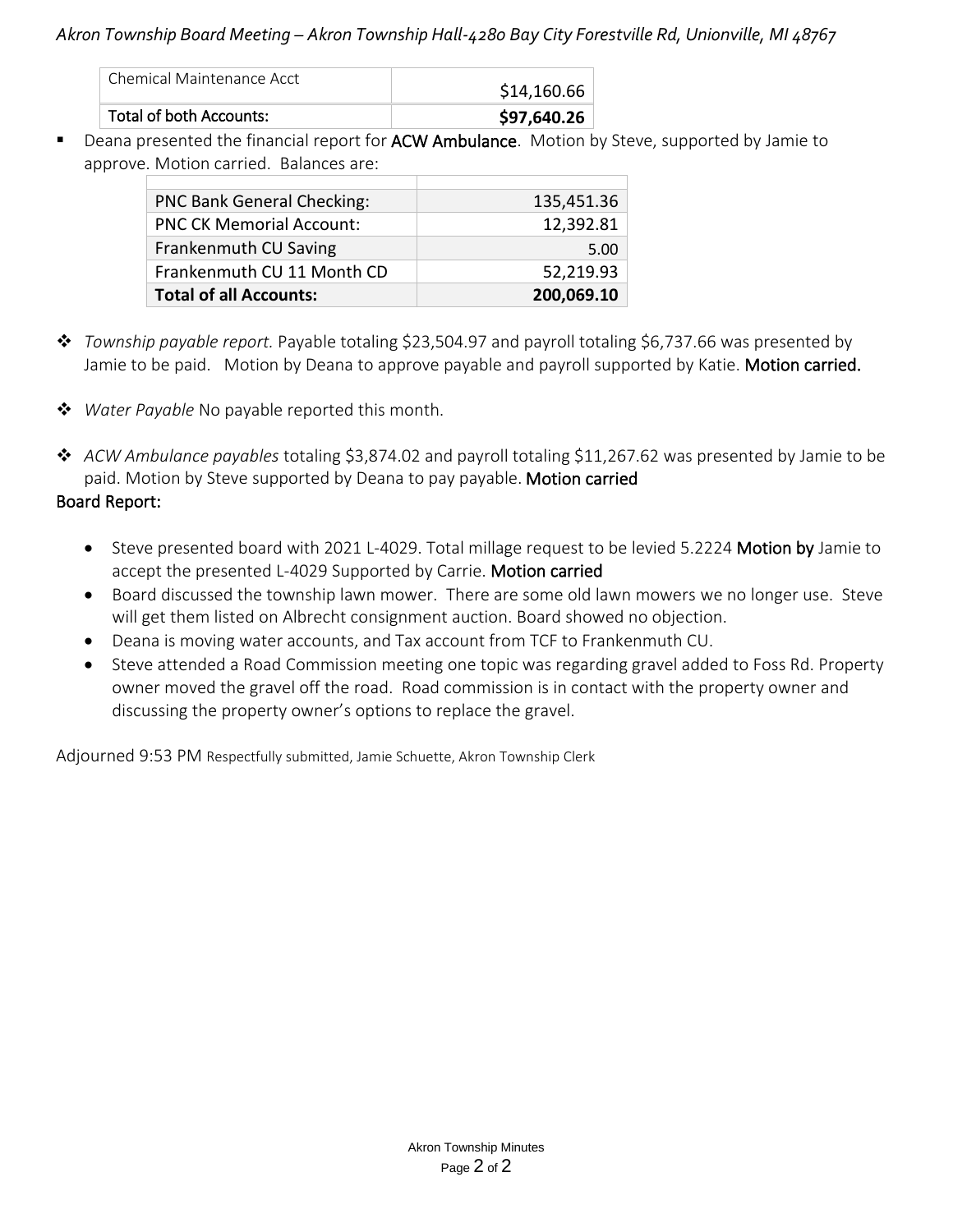| | |
|---|---|
| Chemical Maintenance Acct | $14,160.66 |
| **Total of both Accounts:** | **$97,640.26** |

- Deana presented the financial report for **ACW Ambulance**. Motion by Steve, supported by Jamie to approve. Motion carried. Balances are:

| | |
|---|---|
| PNC Bank General Checking: | 135,451.36 |
| PNC CK Memorial Account: | 12,392.81 |
| Frankenmuth CU Saving | 5.00 |
| Frankenmuth CU 11 Month CD | 52,219.93 |
| **Total of all Accounts:** | **200,069.10** |

- *Township payable report.* Payable totaling $23,504.97 and payroll totaling $6,737.66 was presented by Jamie to be paid. Motion by Deana to approve payable and payroll supported by Katie. **Motion carried.**

- *Water Payable* No payable reported this month.

- *ACW Ambulance payables* totaling $3,874.02 and payroll totaling $11,267.62 was presented by Jamie to be paid. Motion by Steve supported by Deana to pay payable. **Motion carried**

**Board Report:**

- Steve presented board with 2021 L-4029. Total millage request to be levied 5.2224 **Motion by** Jamie to accept the presented L-4029 Supported by Carrie. **Motion carried**
- Board discussed the township lawn mower. There are some old lawn mowers we no longer use. Steve will get them listed on Albrecht consignment auction. Board showed no objection.
- Deana is moving water accounts, and Tax account from TCF to Frankenmuth CU.
- Steve attended a Road Commission meeting one topic was regarding gravel added to Foss Rd. Property owner moved the gravel off the road. Road commission is in contact with the property owner and discussing the property owner's options to replace the gravel.

Adjourned 9:53 PM Respectfully submitted, Jamie Schuette, Akron Township Clerk